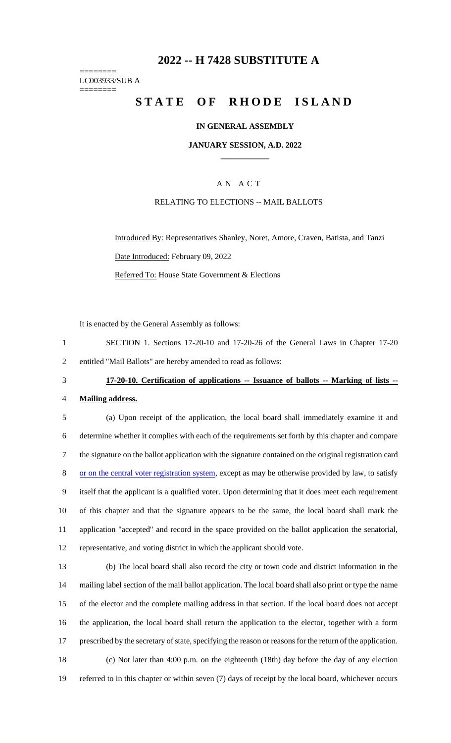# 2022 -- H 7428 SUBSTITUTE A

========
LC003933/SUB A
========

# STATE OF RHODE ISLAND

## IN GENERAL ASSEMBLY

### JANUARY SESSION, A.D. 2022

## A N A C T

RELATING TO ELECTIONS -- MAIL BALLOTS

Introduced By: Representatives Shanley, Noret, Amore, Craven, Batista, and Tanzi

Date Introduced: February 09, 2022

Referred To: House State Government & Elections

It is enacted by the General Assembly as follows:

1 SECTION 1. Sections 17-20-10 and 17-20-26 of the General Laws in Chapter 17-20
2 entitled "Mail Ballots" are hereby amended to read as follows:

3 **17-20-10. Certification of applications -- Issuance of ballots -- Marking of lists --**
4 **Mailing address.**

5 (a) Upon receipt of the application, the local board shall immediately examine it and
6 determine whether it complies with each of the requirements set forth by this chapter and compare
7 the signature on the ballot application with the signature contained on the original registration card
8 or on the central voter registration system, except as may be otherwise provided by law, to satisfy
9 itself that the applicant is a qualified voter. Upon determining that it does meet each requirement
10 of this chapter and that the signature appears to be the same, the local board shall mark the
11 application "accepted" and record in the space provided on the ballot application the senatorial,
12 representative, and voting district in which the applicant should vote.

13 (b) The local board shall also record the city or town code and district information in the
14 mailing label section of the mail ballot application. The local board shall also print or type the name
15 of the elector and the complete mailing address in that section. If the local board does not accept
16 the application, the local board shall return the application to the elector, together with a form
17 prescribed by the secretary of state, specifying the reason or reasons for the return of the application.

18 (c) Not later than 4:00 p.m. on the eighteenth (18th) day before the day of any election
19 referred to in this chapter or within seven (7) days of receipt by the local board, whichever occurs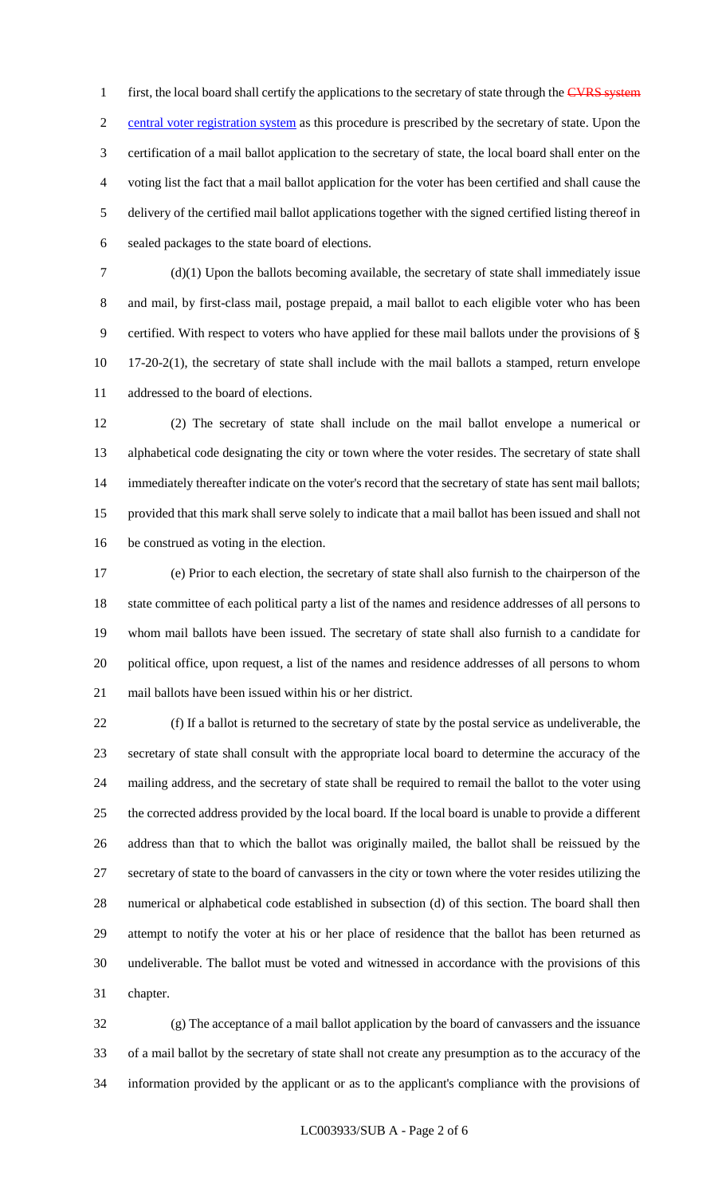first, the local board shall certify the applications to the secretary of state through the ~~CVRS system~~ <u>central voter registration system</u> as this procedure is prescribed by the secretary of state. Upon the certification of a mail ballot application to the secretary of state, the local board shall enter on the voting list the fact that a mail ballot application for the voter has been certified and shall cause the delivery of the certified mail ballot applications together with the signed certified listing thereof in sealed packages to the state board of elections.

(d)(1) Upon the ballots becoming available, the secretary of state shall immediately issue and mail, by first-class mail, postage prepaid, a mail ballot to each eligible voter who has been certified. With respect to voters who have applied for these mail ballots under the provisions of § 17-20-2(1), the secretary of state shall include with the mail ballots a stamped, return envelope addressed to the board of elections.

(2) The secretary of state shall include on the mail ballot envelope a numerical or alphabetical code designating the city or town where the voter resides. The secretary of state shall immediately thereafter indicate on the voter's record that the secretary of state has sent mail ballots; provided that this mark shall serve solely to indicate that a mail ballot has been issued and shall not be construed as voting in the election.

(e) Prior to each election, the secretary of state shall also furnish to the chairperson of the state committee of each political party a list of the names and residence addresses of all persons to whom mail ballots have been issued. The secretary of state shall also furnish to a candidate for political office, upon request, a list of the names and residence addresses of all persons to whom mail ballots have been issued within his or her district.

(f) If a ballot is returned to the secretary of state by the postal service as undeliverable, the secretary of state shall consult with the appropriate local board to determine the accuracy of the mailing address, and the secretary of state shall be required to remail the ballot to the voter using the corrected address provided by the local board. If the local board is unable to provide a different address than that to which the ballot was originally mailed, the ballot shall be reissued by the secretary of state to the board of canvassers in the city or town where the voter resides utilizing the numerical or alphabetical code established in subsection (d) of this section. The board shall then attempt to notify the voter at his or her place of residence that the ballot has been returned as undeliverable. The ballot must be voted and witnessed in accordance with the provisions of this chapter.

(g) The acceptance of a mail ballot application by the board of canvassers and the issuance of a mail ballot by the secretary of state shall not create any presumption as to the accuracy of the information provided by the applicant or as to the applicant's compliance with the provisions of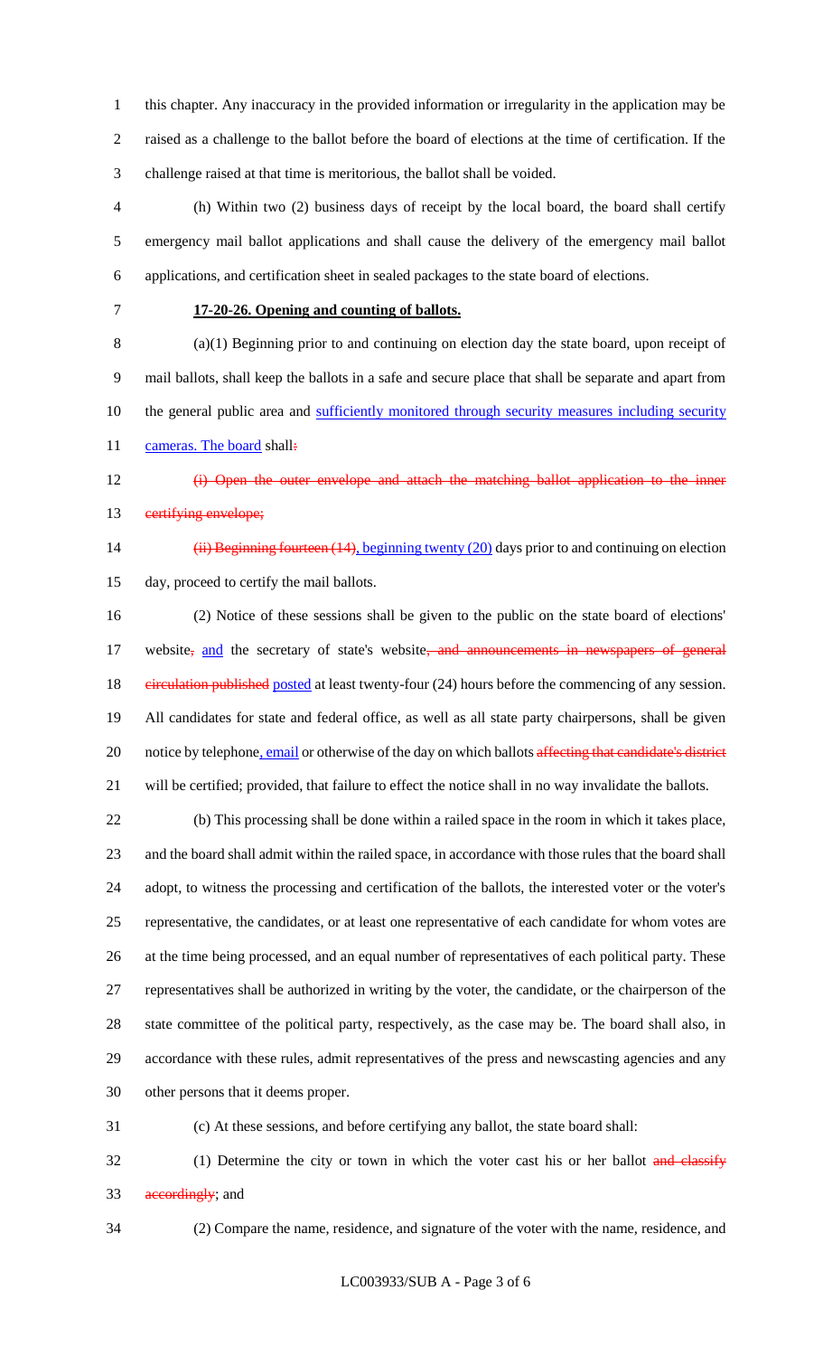this chapter. Any inaccuracy in the provided information or irregularity in the application may be raised as a challenge to the ballot before the board of elections at the time of certification. If the challenge raised at that time is meritorious, the ballot shall be voided.

(h) Within two (2) business days of receipt by the local board, the board shall certify emergency mail ballot applications and shall cause the delivery of the emergency mail ballot applications, and certification sheet in sealed packages to the state board of elections.

**17-20-26. Opening and counting of ballots.**

(a)(1) Beginning prior to and continuing on election day the state board, upon receipt of mail ballots, shall keep the ballots in a safe and secure place that shall be separate and apart from the general public area and <u>sufficiently monitored through security measures including security cameras. The board</u> shall~~:~~

~~(i) Open the outer envelope and attach the matching ballot application to the inner certifying envelope;~~

~~(ii) Beginning fourteen (14)~~<u>, beginning twenty (20)</u> days prior to and continuing on election day, proceed to certify the mail ballots.

(2) Notice of these sessions shall be given to the public on the state board of elections' website~~,~~ <u>and</u> the secretary of state's website~~, and announcements in newspapers of general circulation published~~ <u>posted</u> at least twenty-four (24) hours before the commencing of any session. All candidates for state and federal office, as well as all state party chairpersons, shall be given notice by telephone<u>, email</u> or otherwise of the day on which ballots ~~affecting that candidate's district~~ will be certified; provided, that failure to effect the notice shall in no way invalidate the ballots.

(b) This processing shall be done within a railed space in the room in which it takes place, and the board shall admit within the railed space, in accordance with those rules that the board shall adopt, to witness the processing and certification of the ballots, the interested voter or the voter's representative, the candidates, or at least one representative of each candidate for whom votes are at the time being processed, and an equal number of representatives of each political party. These representatives shall be authorized in writing by the voter, the candidate, or the chairperson of the state committee of the political party, respectively, as the case may be. The board shall also, in accordance with these rules, admit representatives of the press and newscasting agencies and any other persons that it deems proper.

(c) At these sessions, and before certifying any ballot, the state board shall:

(1) Determine the city or town in which the voter cast his or her ballot ~~and classify accordingly~~; and

(2) Compare the name, residence, and signature of the voter with the name, residence, and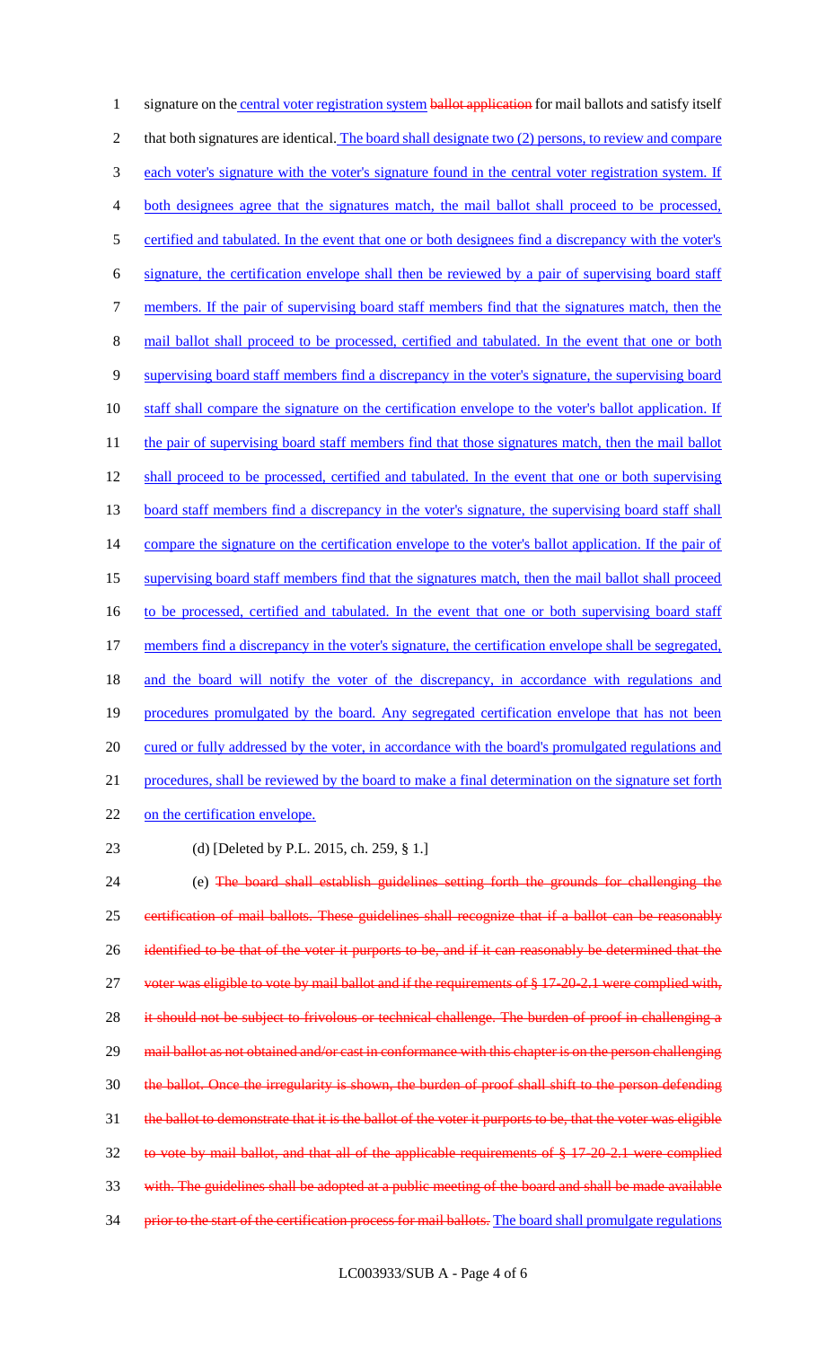signature on the central voter registration system ballot application for mail ballots and satisfy itself that both signatures are identical. The board shall designate two (2) persons, to review and compare each voter's signature with the voter's signature found in the central voter registration system. If both designees agree that the signatures match, the mail ballot shall proceed to be processed, certified and tabulated. In the event that one or both designees find a discrepancy with the voter's signature, the certification envelope shall then be reviewed by a pair of supervising board staff members. If the pair of supervising board staff members find that the signatures match, then the mail ballot shall proceed to be processed, certified and tabulated. In the event that one or both supervising board staff members find a discrepancy in the voter's signature, the supervising board staff shall compare the signature on the certification envelope to the voter's ballot application. If the pair of supervising board staff members find that those signatures match, then the mail ballot shall proceed to be processed, certified and tabulated. In the event that one or both supervising board staff members find a discrepancy in the voter's signature, the supervising board staff shall compare the signature on the certification envelope to the voter's ballot application. If the pair of supervising board staff members find that the signatures match, then the mail ballot shall proceed to be processed, certified and tabulated. In the event that one or both supervising board staff members find a discrepancy in the voter's signature, the certification envelope shall be segregated, and the board will notify the voter of the discrepancy, in accordance with regulations and procedures promulgated by the board. Any segregated certification envelope that has not been cured or fully addressed by the voter, in accordance with the board's promulgated regulations and procedures, shall be reviewed by the board to make a final determination on the signature set forth on the certification envelope.

(d) [Deleted by P.L. 2015, ch. 259, § 1.]

(e) ~~The board shall establish guidelines setting forth the grounds for challenging the certification of mail ballots. These guidelines shall recognize that if a ballot can be reasonably identified to be that of the voter it purports to be, and if it can reasonably be determined that the voter was eligible to vote by mail ballot and if the requirements of § 17-20-2.1 were complied with, it should not be subject to frivolous or technical challenge. The burden of proof in challenging a mail ballot as not obtained and/or cast in conformance with this chapter is on the person challenging the ballot. Once the irregularity is shown, the burden of proof shall shift to the person defending the ballot to demonstrate that it is the ballot of the voter it purports to be, that the voter was eligible to vote by mail ballot, and that all of the applicable requirements of § 17-20-2.1 were complied with. The guidelines shall be adopted at a public meeting of the board and shall be made available prior to the start of the certification process for mail ballots.~~ The board shall promulgate regulations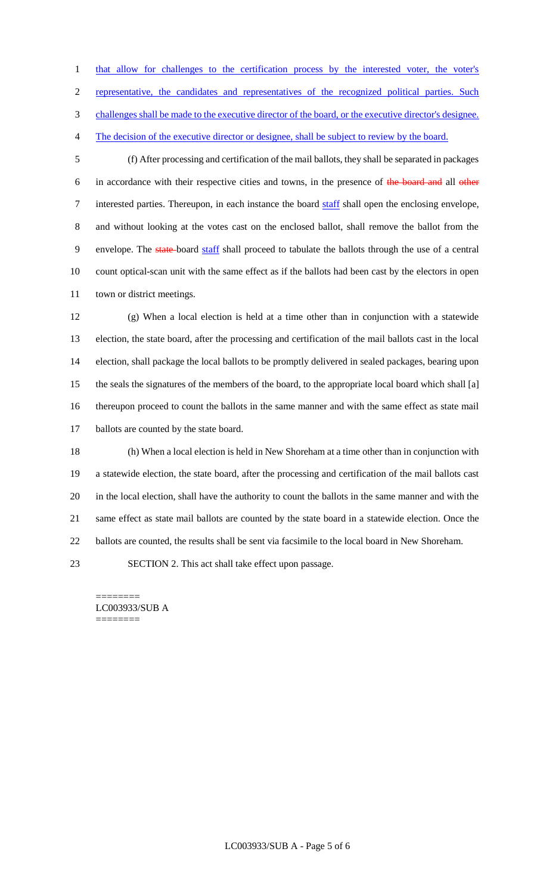that allow for challenges to the certification process by the interested voter, the voter's representative, the candidates and representatives of the recognized political parties. Such challenges shall be made to the executive director of the board, or the executive director's designee. The decision of the executive director or designee, shall be subject to review by the board.

(f) After processing and certification of the mail ballots, they shall be separated in packages in accordance with their respective cities and towns, in the presence of ~~the board and~~ all ~~other~~ interested parties. Thereupon, in each instance the board staff shall open the enclosing envelope, and without looking at the votes cast on the enclosed ballot, shall remove the ballot from the envelope. The ~~state~~ board staff shall proceed to tabulate the ballots through the use of a central count optical-scan unit with the same effect as if the ballots had been cast by the electors in open town or district meetings.

(g) When a local election is held at a time other than in conjunction with a statewide election, the state board, after the processing and certification of the mail ballots cast in the local election, shall package the local ballots to be promptly delivered in sealed packages, bearing upon the seals the signatures of the members of the board, to the appropriate local board which shall [a] thereupon proceed to count the ballots in the same manner and with the same effect as state mail ballots are counted by the state board.

(h) When a local election is held in New Shoreham at a time other than in conjunction with a statewide election, the state board, after the processing and certification of the mail ballots cast in the local election, shall have the authority to count the ballots in the same manner and with the same effect as state mail ballots are counted by the state board in a statewide election. Once the ballots are counted, the results shall be sent via facsimile to the local board in New Shoreham.

SECTION 2. This act shall take effect upon passage.

========
LC003933/SUB A
========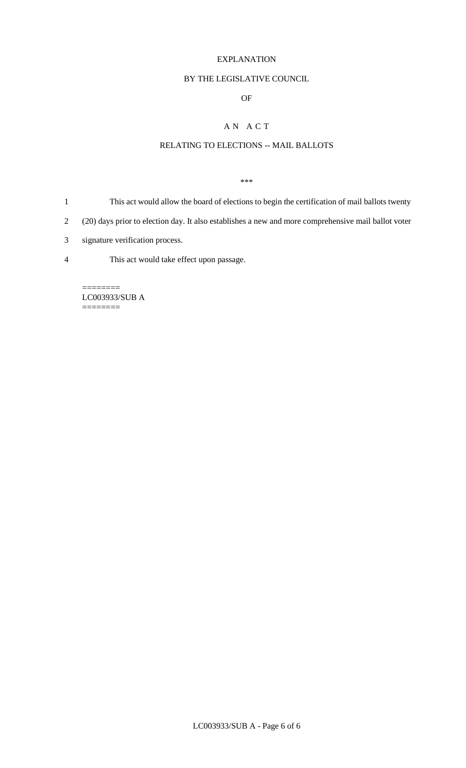EXPLANATION

BY THE LEGISLATIVE COUNCIL

OF

A N A C T

RELATING TO ELECTIONS -- MAIL BALLOTS

\*\*\*

This act would allow the board of elections to begin the certification of mail ballots twenty (20) days prior to election day. It also establishes a new and more comprehensive mail ballot voter signature verification process.

This act would take effect upon passage.

========
LC003933/SUB A
========